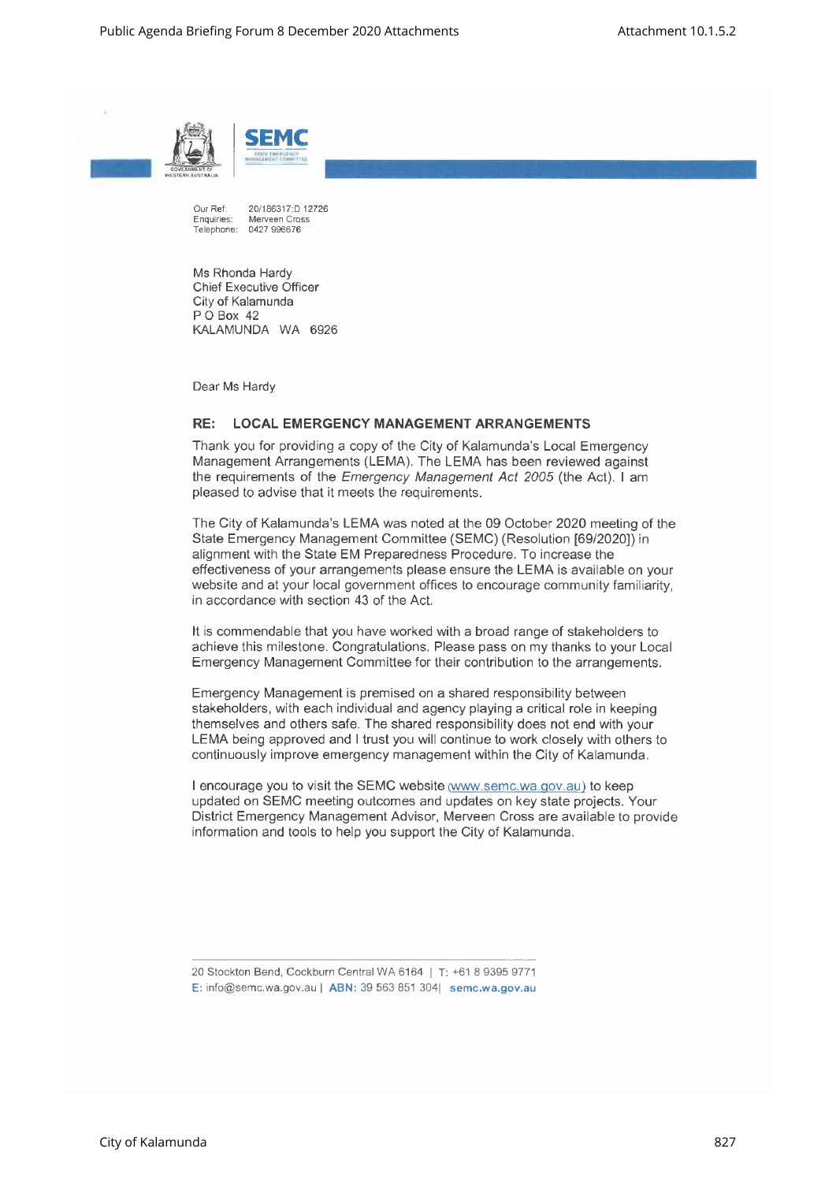SEMC

Our Ref: 20/186317:D 12726
Enquiries: Merveen Cross
Telephone: 0427 996676

Ms Rhonda Hardy
Chief Executive Officer
City of Kalamunda
P O Box 42
KALAMUNDA WA 6926

Dear Ms Hardy

**RE: LOCAL EMERGENCY MANAGEMENT ARRANGEMENTS**

Thank you for providing a copy of the City of Kalamunda's Local Emergency Management Arrangements (LEMA). The LEMA has been reviewed against the requirements of the *Emergency Management Act 2005* (the Act). I am pleased to advise that it meets the requirements.

The City of Kalamunda's LEMA was noted at the 09 October 2020 meeting of the State Emergency Management Committee (SEMC) (Resolution [69/2020]) in alignment with the State EM Preparedness Procedure. To increase the effectiveness of your arrangements please ensure the LEMA is available on your website and at your local government offices to encourage community familiarity, in accordance with section 43 of the Act.

It is commendable that you have worked with a broad range of stakeholders to achieve this milestone. Congratulations. Please pass on my thanks to your Local Emergency Management Committee for their contribution to the arrangements.

Emergency Management is premised on a shared responsibility between stakeholders, with each individual and agency playing a critical role in keeping themselves and others safe. The shared responsibility does not end with your LEMA being approved and I trust you will continue to work closely with others to continuously improve emergency management within the City of Kalamunda.

I encourage you to visit the SEMC website (www.semc.wa.gov.au) to keep updated on SEMC meeting outcomes and updates on key state projects. Your District Emergency Management Advisor, Merveen Cross are available to provide information and tools to help you support the City of Kalamunda.

20 Stockton Bend, Cockburn Central WA 6164 | T: +61 8 9395 9771
E: info@semc.wa.gov.au | ABN: 39 563 851 304| semc.wa.gov.au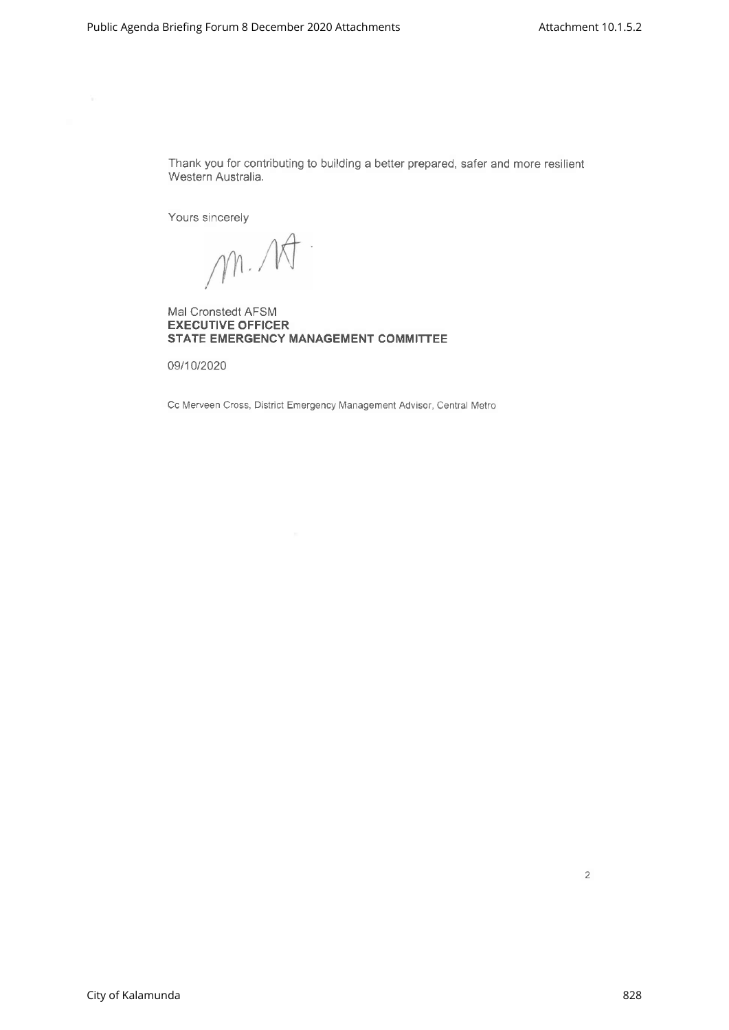Thank you for contributing to building a better prepared, safer and more resilient Western Australia.

Yours sincerely

Mal Cronstedt AFSM
**EXECUTIVE OFFICER**
**STATE EMERGENCY MANAGEMENT COMMITTEE**

09/10/2020

Cc Merveen Cross, District Emergency Management Advisor, Central Metro